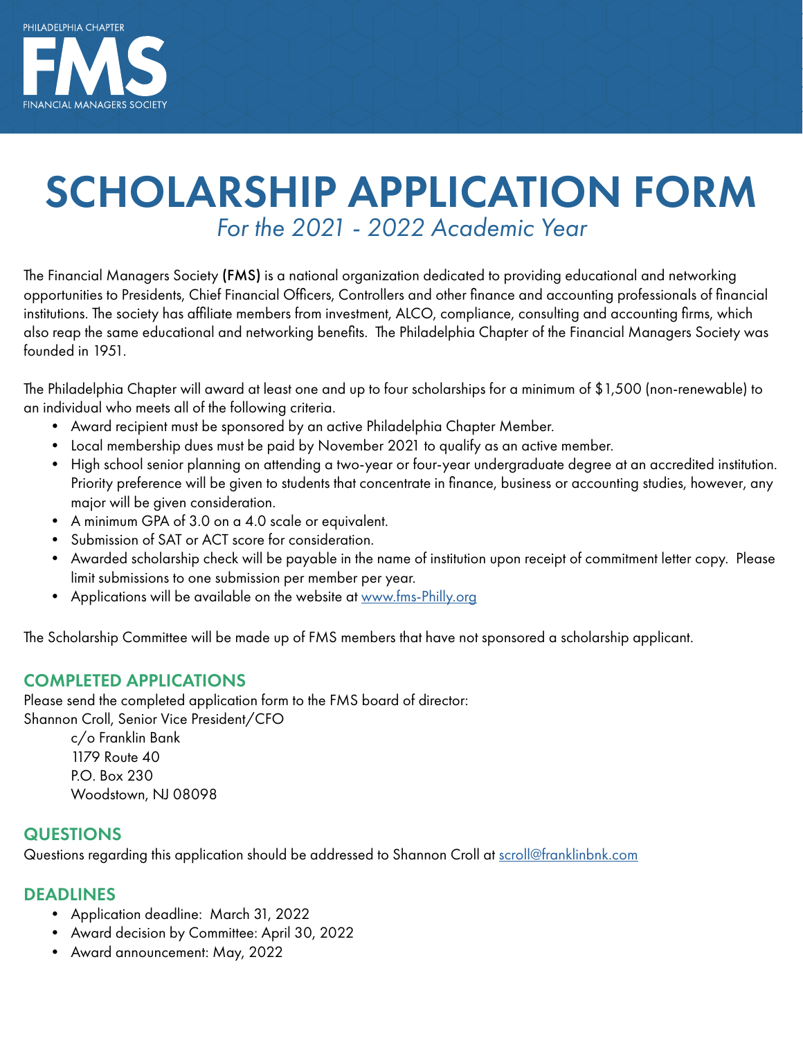PHILADELPHIA CHAPTER

FMS

FINANCIAL MANAGERS SOCIETY

# SCHOLARSHIP APPLICATION FORM

*For the 2021 - 2022 Academic Year*

The Financial Managers Society **(FMS)** is a national organization dedicated to providing educational and networking opportunities to Presidents, Chief Financial Officers, Controllers and other finance and accounting professionals of financial institutions. The society has affiliate members from investment, ALCO, compliance, consulting and accounting firms, which also reap the same educational and networking benefits. The Philadelphia Chapter of the Financial Managers Society was founded in 1951.

The Philadelphia Chapter will award at least one and up to four scholarships for a minimum of $1,500 (non-renewable) to an individual who meets all of the following criteria.

- Award recipient must be sponsored by an active Philadelphia Chapter Member.
- Local membership dues must be paid by November 2021 to qualify as an active member.
- High school senior planning on attending a two-year or four-year undergraduate degree at an accredited institution. Priority preference will be given to students that concentrate in finance, business or accounting studies, however, any major will be given consideration.
- A minimum GPA of 3.0 on a 4.0 scale or equivalent.
- Submission of SAT or ACT score for consideration.
- Awarded scholarship check will be payable in the name of institution upon receipt of commitment letter copy. Please limit submissions to one submission per member per year.
- Applications will be available on the website at www.fms-Philly.org

The Scholarship Committee will be made up of FMS members that have not sponsored a scholarship applicant.

## COMPLETED APPLICATIONS

Please send the completed application form to the FMS board of director:
Shannon Croll, Senior Vice President/CFO

c/o Franklin Bank
1179 Route 40
P.O. Box 230
Woodstown, NJ 08098

## QUESTIONS

Questions regarding this application should be addressed to Shannon Croll at scroll@franklinbnk.com

## DEADLINES

- Application deadline: March 31, 2022
- Award decision by Committee: April 30, 2022
- Award announcement: May, 2022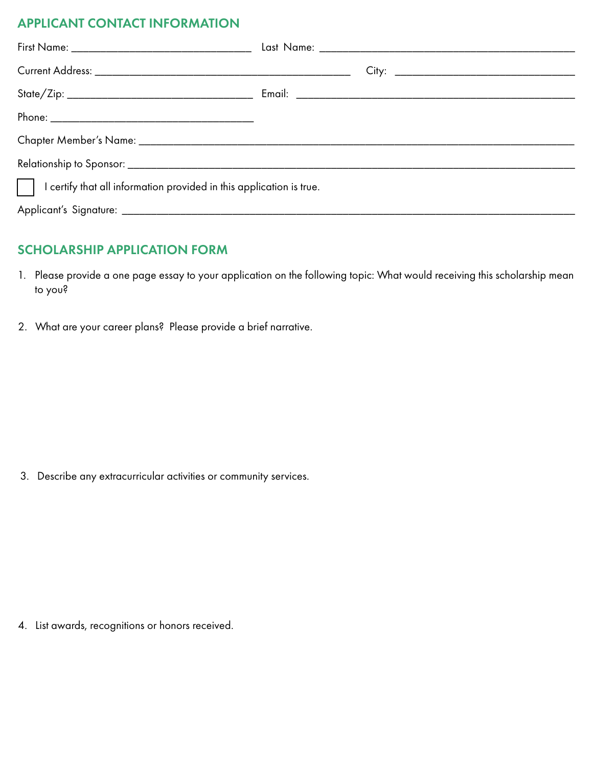## APPLICANT CONTACT INFORMATION

First Name: ______________________________ Last Name: ______________________________

Current Address: ______________________________ City: ______________________________

State/Zip: ______________________________ Email: ______________________________

Phone: ______________________________

Chapter Member's Name: ______________________________

Relationship to Sponsor: ______________________________

☐ I certify that all information provided in this application is true.

Applicant's Signature: ______________________________

## SCHOLARSHIP APPLICATION FORM

1. Please provide a one page essay to your application on the following topic: What would receiving this scholarship mean to you?

2. What are your career plans? Please provide a brief narrative.

3. Describe any extracurricular activities or community services.

4. List awards, recognitions or honors received.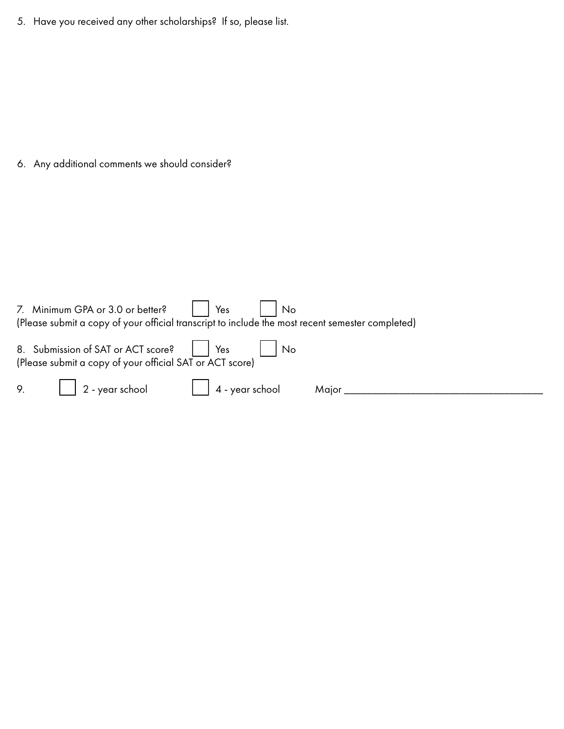5. Have you received any other scholarships? If so, please list.

6. Any additional comments we should consider?

7. Minimum GPA or 3.0 or better? ☐ Yes ☐ No
(Please submit a copy of your official transcript to include the most recent semester completed)

8. Submission of SAT or ACT score? ☐ Yes ☐ No
(Please submit a copy of your official SAT or ACT score)

9. ☐ 2 - year school ☐ 4 - year school Major ___________________________________